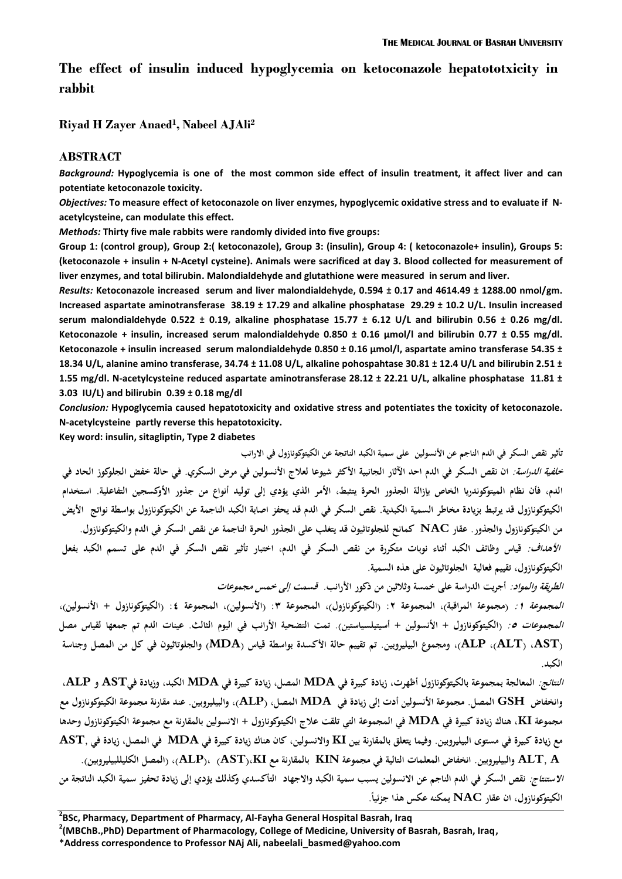# The effect of insulin induced hypoglycemia on ketoconazole hepatototxicity in rabbit

**Riyad H Zayer Anaed[1], Nabeel AJAli[2]**

## ABSTRACT

***Background:*** **Hypoglycemia is one of the most common side effect of insulin treatment, it affect liver and can potentiate ketoconazole toxicity.**

***Objectives:*** **To measure effect of ketoconazole on liver enzymes, hypoglycemic oxidative stress and to evaluate if N-acetylcysteine, can modulate this effect.**

***Methods:*** **Thirty five male rabbits were randomly divided into five groups:**

**Group 1: (control group), Group 2:( ketoconazole), Group 3: (insulin), Group 4: ( ketoconazole+ insulin), Groups 5: (ketoconazole + insulin + N-Acetyl cysteine). Animals were sacrificed at day 3. Blood collected for measurement of liver enzymes, and total bilirubin. Malondialdehyde and glutathione were measured in serum and liver.**

***Results:*** **Ketoconazole increased serum and liver malondialdehyde, 0.594 ± 0.17 and 4614.49 ± 1288.00 nmol/gm. Increased aspartate aminotransferase 38.19 ± 17.29 and alkaline phosphatase 29.29 ± 10.2 U/L. Insulin increased serum malondialdehyde 0.522 ± 0.19, alkaline phosphatase 15.77 ± 6.12 U/L and bilirubin 0.56 ± 0.26 mg/dl. Ketoconazole + insulin, increased serum malondialdehyde 0.850 ± 0.16 µmol/l and bilirubin 0.77 ± 0.55 mg/dl. Ketoconazole + insulin increased serum malondialdehyde 0.850 ± 0.16 µmol/l, aspartate amino transferase 54.35 ± 18.34 U/L, alanine amino transferase, 34.74 ± 11.08 U/L, alkaline pohospahtase 30.81 ± 12.4 U/L and bilirubin 2.51 ± 1.55 mg/dl. N-acetylcysteine reduced aspartate aminotransferase 28.12 ± 22.21 U/L, alkaline phosphatase 11.81 ± 3.03 IU/L) and bilirubin 0.39 ± 0.18 mg/dl**

***Conclusion:*** **Hypoglycemia caused hepatotoxicity and oxidative stress and potentiates the toxicity of ketoconazole. N-acetylcysteine partly reverse this hepatotoxicity.**

**Key word: insulin, sitagliptin, Type 2 diabetes**

**تأثير نقص السكر في الدم الناجم عن الأنسولين على سمية الكبد الناتجة عن الكيتوكونازول في الارانب**

***خلفية الدراسة:*** **ان نقص السكر في الدم احد الآثار الجانبية الأكثر شيوعا لعلاج الأنسولين في مرض السكري. في حالة خفض الجلوكوز الحاد في الدم، فإن نظام الميتوكندريا الخاص بإزالة الجذور الحرة يتثبط، الأمر الذي يؤدي إلى توليد أنواع من جذور الأوكسجين التفاعلية. استخدام الكيتوكونازول قد يرتبط بزيادة مخاطر السمية الكبدية. نقص السكر في الدم قد يحفز اصابة الكبد الناجمة عن الكيتوكونازول بواسطة نواتج الأيض من الكيتوكونازول والجذور. عقار NAC كمانح للجلوتاثيون قد يتغلب على الجذور الحرة الناجمة عن نقص السكر في الدم والكيتوكونازول.**

***الأهداف:*** **قياس وظائف الكبد أثناء نوبات متكررة من نقص السكر في الدم، اختبار تأثير نقص السكر في الدم على تسمم الكبد بفعل الكيتوكونازول، تقييم فعالية الجلوتاثيون على هذه السمية.**

***الطريقة والمواد:*** **أجريت الدراسة على خمسة وثلاثين من ذكور الأرانب. *قسمت إلى خمس مجموعات***

***المجموعة ١:*** **(مجموعة المراقبة)، المجموعة ٢: (الكيتوكونازول)، المجموعة ٣: (الأنسولين)، المجموعة ٤: (الكيتوكونازول + الأنسولين)، *المجموعات ٥:* (الكيتوكونازول + الأنسولين + أسيتيلسياستين). تمت التضحية الأرانب في اليوم الثالث. عينات الدم تم جمعها لقياس مصل (AST)، (ALT)، ALP)، ومجموع البيليروبين. تم تقييم حالة الأكسدة بواسطة قياس (MDA) والجلوتاثيون في كل من المصل وجناسة الكبد.**

***النتائج:*** **المعالجة بمجموعة بالكيتوكونازول أظهرت، زيادة كبيرة في MDA المصل، زيادة كبيرة في MDA الكبد، وزيادة فيAST و ALP، وانخفاض GSH المصل. مجموعة الأنسولين أدت إلى زيادة في MDA المصل، (ALP)، والبيليروبين. عند مقارنة مجموعة الكيتوكونازول مع مجموعة KI، هناك زيادة كبيرة في MDA في المجموعة التي تلقت علاج الكيتوكونازول + الانسولين بالمقارنة مع مجموعة الكيتوكونازول وحدها مع زيادة كبيرة في مستوى البيليروبين. وفيما يتعلق بالمقارنة بين KI والانسولين، كان هناك زيادة كبيرة في MDA في المصل، زيادة في AST, ALT, A والبيليروبين. انخفاض المعلمات التالية في مجموعة KIN بالمقارنة مع KI،(AST)، (ALP)، (المصل الكليلالبيليروبين).**

***الاستنتاج:*** **نقص السكر في الدم الناجم عن الانسولين يسبب سمية الكبد والاجهاد التأكسدي وكذلك يؤدي إلى زيادة تحفيز سمية الكبد الناتجة من الكيتوكونازول، ان عقار NAC يمكنه عكس هذا جزئياً.**

---

**[2]BSc, Pharmacy, Department of Pharmacy, Al-Fayha General Hospital Basrah, Iraq**

**[2](MBChB.,PhD) Department of Pharmacology, College of Medicine, University of Basrah, Basrah, Iraq,**

**\*Address correspondence to Professor NAj Ali, nabeelali_basmed@yahoo.com**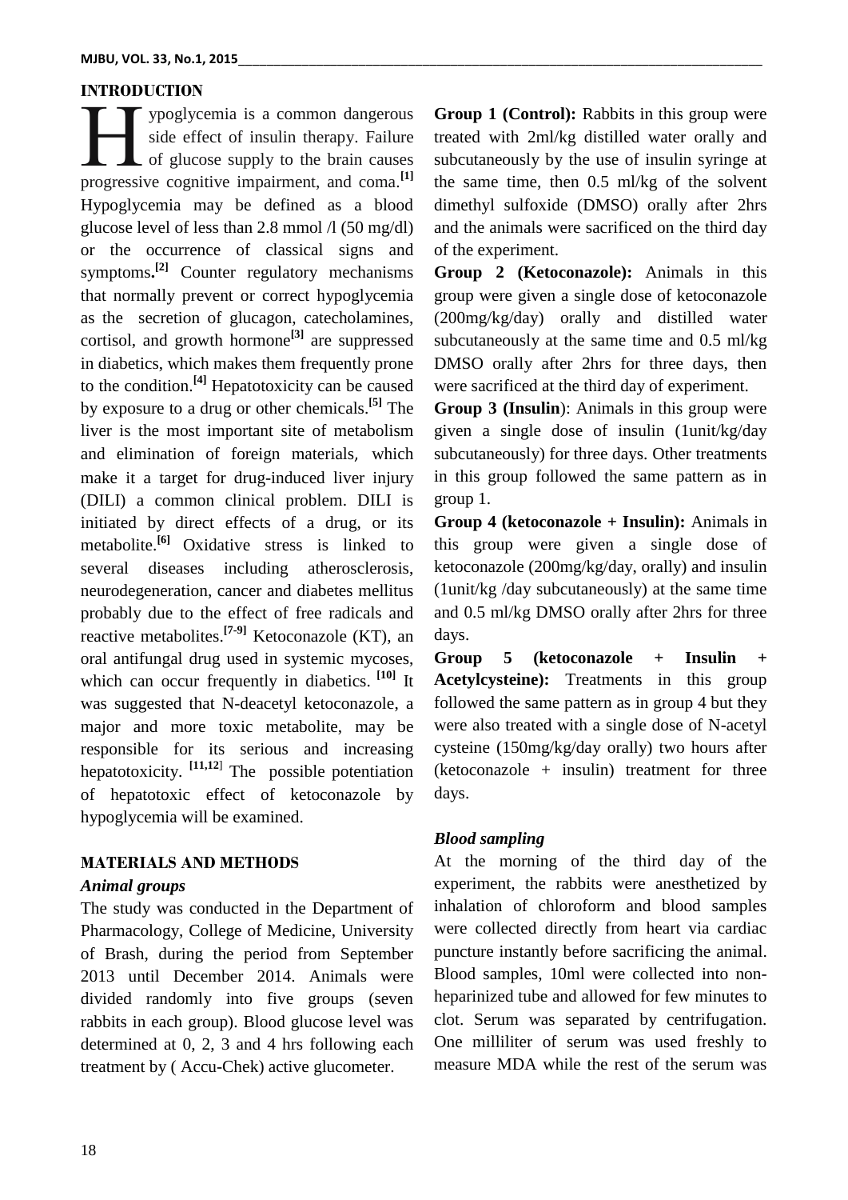## INTRODUCTION

Hypoglycemia is a common dangerous side effect of insulin therapy. Failure of glucose supply to the brain causes progressive cognitive impairment, and coma.[1] Hypoglycemia may be defined as a blood glucose level of less than 2.8 mmol /l (50 mg/dl) or the occurrence of classical signs and symptoms.[2] Counter regulatory mechanisms that normally prevent or correct hypoglycemia as the secretion of glucagon, catecholamines, cortisol, and growth hormone[3] are suppressed in diabetics, which makes them frequently prone to the condition.[4] Hepatotoxicity can be caused by exposure to a drug or other chemicals.[5] The liver is the most important site of metabolism and elimination of foreign materials, which make it a target for drug-induced liver injury (DILI) a common clinical problem. DILI is initiated by direct effects of a drug, or its metabolite.[6] Oxidative stress is linked to several diseases including atherosclerosis, neurodegeneration, cancer and diabetes mellitus probably due to the effect of free radicals and reactive metabolites.[7-9] Ketoconazole (KT), an oral antifungal drug used in systemic mycoses, which can occur frequently in diabetics. [10] It was suggested that N-deacetyl ketoconazole, a major and more toxic metabolite, may be responsible for its serious and increasing hepatotoxicity. [11,12] The possible potentiation of hepatotoxic effect of ketoconazole by hypoglycemia will be examined.

## MATERIALS AND METHODS

### *Animal groups*

The study was conducted in the Department of Pharmacology, College of Medicine, University of Brash, during the period from September 2013 until December 2014. Animals were divided randomly into five groups (seven rabbits in each group). Blood glucose level was determined at 0, 2, 3 and 4 hrs following each treatment by ( Accu-Chek) active glucometer.

**Group 1 (Control):** Rabbits in this group were treated with 2ml/kg distilled water orally and subcutaneously by the use of insulin syringe at the same time, then 0.5 ml/kg of the solvent dimethyl sulfoxide (DMSO) orally after 2hrs and the animals were sacrificed on the third day of the experiment.

**Group 2 (Ketoconazole):** Animals in this group were given a single dose of ketoconazole (200mg/kg/day) orally and distilled water subcutaneously at the same time and 0.5 ml/kg DMSO orally after 2hrs for three days, then were sacrificed at the third day of experiment.

**Group 3 (Insulin**): Animals in this group were given a single dose of insulin (1unit/kg/day subcutaneously) for three days. Other treatments in this group followed the same pattern as in group 1.

**Group 4 (ketoconazole + Insulin):** Animals in this group were given a single dose of ketoconazole (200mg/kg/day, orally) and insulin (1unit/kg /day subcutaneously) at the same time and 0.5 ml/kg DMSO orally after 2hrs for three days.

**Group 5 (ketoconazole + Insulin + Acetylcysteine):** Treatments in this group followed the same pattern as in group 4 but they were also treated with a single dose of N-acetyl cysteine (150mg/kg/day orally) two hours after (ketoconazole + insulin) treatment for three days.

### *Blood sampling*

At the morning of the third day of the experiment, the rabbits were anesthetized by inhalation of chloroform and blood samples were collected directly from heart via cardiac puncture instantly before sacrificing the animal. Blood samples, 10ml were collected into non-heparinized tube and allowed for few minutes to clot. Serum was separated by centrifugation. One milliliter of serum was used freshly to measure MDA while the rest of the serum was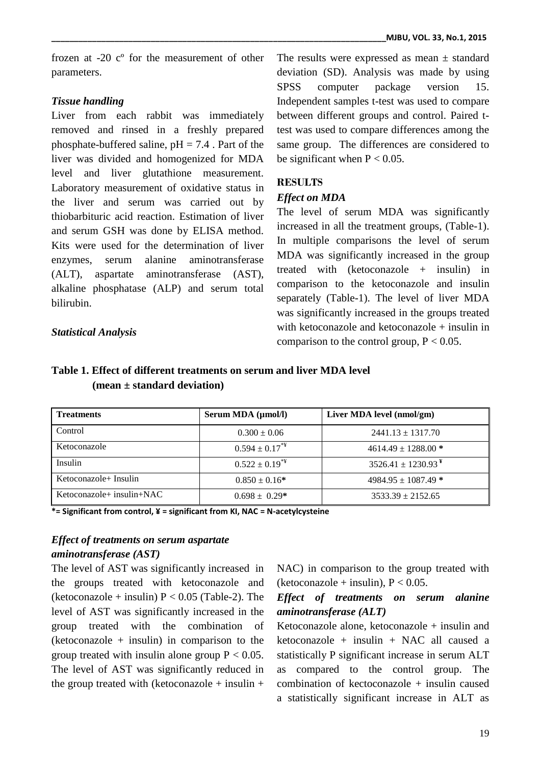frozen at -20 cº for the measurement of other parameters.

### *Tissue handling*

Liver from each rabbit was immediately removed and rinsed in a freshly prepared phosphate-buffered saline, pH = 7.4 . Part of the liver was divided and homogenized for MDA level and liver glutathione measurement. Laboratory measurement of oxidative status in the liver and serum was carried out by thiobarbituric acid reaction. Estimation of liver and serum GSH was done by ELISA method. Kits were used for the determination of liver enzymes, serum alanine aminotransferase (ALT), aspartate aminotransferase (AST), alkaline phosphatase (ALP) and serum total bilirubin.

### *Statistical Analysis*

The results were expressed as mean ± standard deviation (SD). Analysis was made by using SPSS computer package version 15. Independent samples t-test was used to compare between different groups and control. Paired t-test was used to compare differences among the same group. The differences are considered to be significant when $P < 0.05$.

## RESULTS

### *Effect on MDA*

The level of serum MDA was significantly increased in all the treatment groups, (Table-1). In multiple comparisons the level of serum MDA was significantly increased in the group treated with (ketoconazole + insulin) in comparison to the ketoconazole and insulin separately (Table-1). The level of liver MDA was significantly increased in the groups treated with ketoconazole and ketoconazole + insulin in comparison to the control group, $P < 0.05$.

**Table 1. Effect of different treatments on serum and liver MDA level (mean ± standard deviation)**

| Treatments | Serum MDA (µmol/l) | Liver MDA level (nmol/gm) |
|---|---|---|
| Control | 0.300 ± 0.06 | 2441.13 ± 1317.70 |
| Ketoconazole | 0.594 ± 0.17*¥ | 4614.49 ± 1288.00 * |
| Insulin | 0.522 ± 0.19*¥ | 3526.41 ± 1230.93 ¥ |
| Ketoconazole+ Insulin | 0.850 ± 0.16* | 4984.95 ± 1087.49 * |
| Ketoconazole+ insulin+NAC | 0.698 ± 0.29* | 3533.39 ± 2152.65 |

**\*= Significant from control, ¥ = significant from KI, NAC = N-acetylcysteine**

### *Effect of treatments on serum aspartate aminotransferase (AST)*

The level of AST was significantly increased in the groups treated with ketoconazole and (ketoconazole + insulin) $P < 0.05$ (Table-2). The level of AST was significantly increased in the group treated with the combination of (ketoconazole + insulin) in comparison to the group treated with insulin alone group $P < 0.05$. The level of AST was significantly reduced in the group treated with (ketoconazole + insulin + NAC) in comparison to the group treated with (ketoconazole + insulin), $P < 0.05$.

### *Effect of treatments on serum alanine aminotransferase (ALT)*

Ketoconazole alone, ketoconazole + insulin and ketoconazole + insulin + NAC all caused a statistically P significant increase in serum ALT as compared to the control group. The combination of kectoconazole + insulin caused a statistically significant increase in ALT as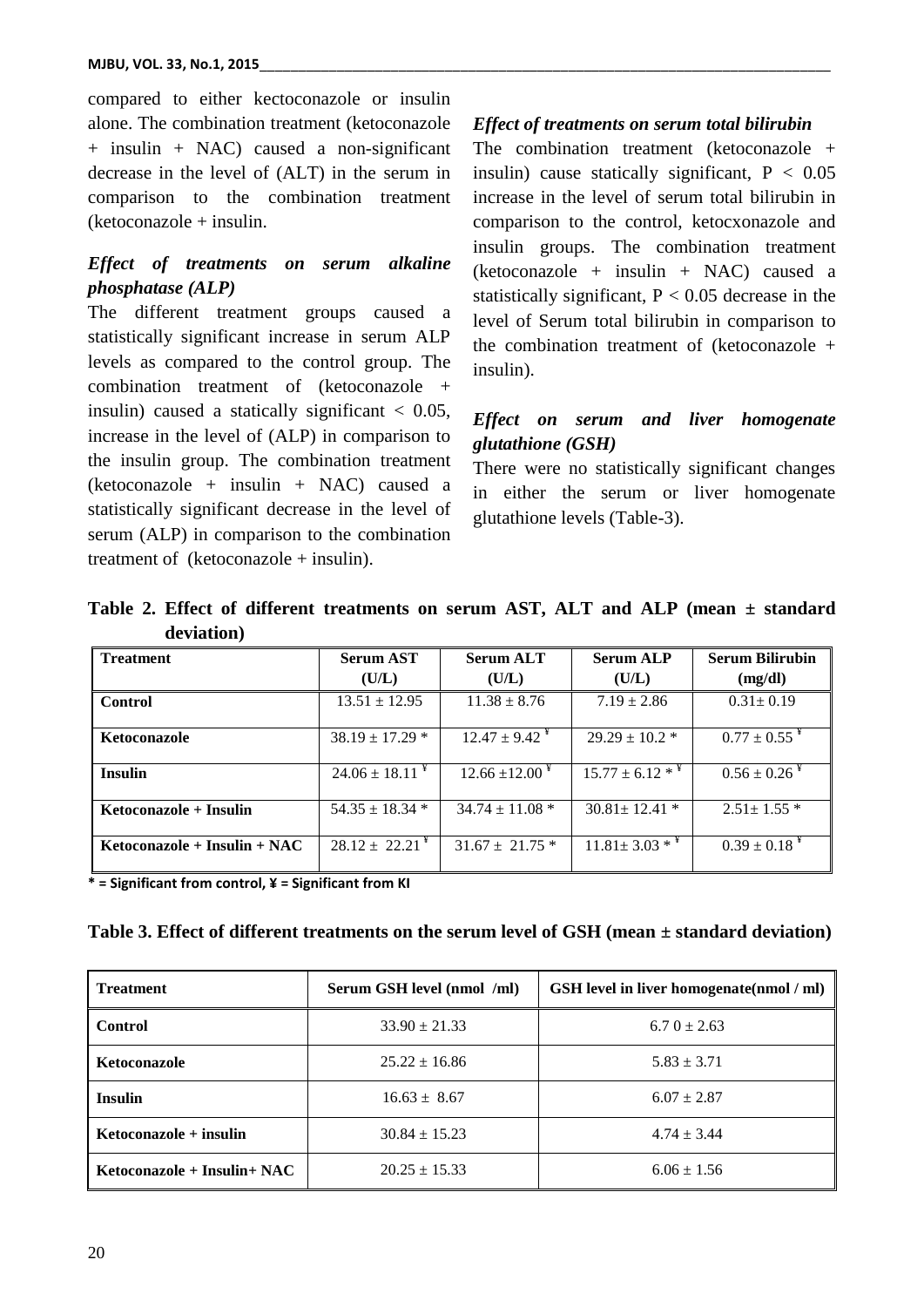compared to either kectoconazole or insulin alone. The combination treatment (ketoconazole + insulin + NAC) caused a non-significant decrease in the level of (ALT) in the serum in comparison to the combination treatment (ketoconazole + insulin.

### *Effect of treatments on serum alkaline phosphatase (ALP)*

The different treatment groups caused a statistically significant increase in serum ALP levels as compared to the control group. The combination treatment of (ketoconazole + insulin) caused a statically significant < 0.05, increase in the level of (ALP) in comparison to the insulin group. The combination treatment (ketoconazole + insulin + NAC) caused a statistically significant decrease in the level of serum (ALP) in comparison to the combination treatment of (ketoconazole + insulin).

### *Effect of treatments on serum total bilirubin*

The combination treatment (ketoconazole + insulin) cause statically significant, $P < 0.05$ increase in the level of serum total bilirubin in comparison to the control, ketocxonazole and insulin groups. The combination treatment (ketoconazole + insulin + NAC) caused a statistically significant, $P < 0.05$ decrease in the level of Serum total bilirubin in comparison to the combination treatment of (ketoconazole + insulin).

### *Effect on serum and liver homogenate glutathione (GSH)*

There were no statistically significant changes in either the serum or liver homogenate glutathione levels (Table-3).

**Table 2. Effect of different treatments on serum AST, ALT and ALP (mean ± standard deviation)**

| Treatment | Serum AST (U/L) | Serum ALT (U/L) | Serum ALP (U/L) | Serum Bilirubin (mg/dl) |
|---|---|---|---|---|
| **Control** | 13.51 ± 12.95 | 11.38 ± 8.76 | 7.19 ± 2.86 | 0.31± 0.19 |
| **Ketoconazole** | 38.19 ± 17.29 * | 12.47 ± 9.42 ¥ | 29.29 ± 10.2 * | 0.77 ± 0.55 ¥ |
| **Insulin** | 24.06 ± 18.11 ¥ | 12.66 ±12.00 ¥ | 15.77 ± 6.12 * ¥ | 0.56 ± 0.26 ¥ |
| **Ketoconazole + Insulin** | 54.35 ± 18.34 * | 34.74 ± 11.08 * | 30.81± 12.41 * | 2.51± 1.55 * |
| **Ketoconazole + Insulin + NAC** | 28.12 ± 22.21 ¥ | 31.67 ± 21.75 * | 11.81± 3.03 * ¥ | 0.39 ± 0.18 ¥ |

**\* = Significant from control, ¥ = Significant from KI**

**Table 3. Effect of different treatments on the serum level of GSH (mean ± standard deviation)**

| Treatment | Serum GSH level (nmol /ml) | GSH level in liver homogenate(nmol / ml) |
|---|---|---|
| **Control** | 33.90 ± 21.33 | 6.7 0 ± 2.63 |
| **Ketoconazole** | 25.22 ± 16.86 | 5.83 ± 3.71 |
| **Insulin** | 16.63 ± 8.67 | 6.07 ± 2.87 |
| **Ketoconazole + insulin** | 30.84 ± 15.23 | 4.74 ± 3.44 |
| **Ketoconazole + Insulin+ NAC** | 20.25 ± 15.33 | 6.06 ± 1.56 |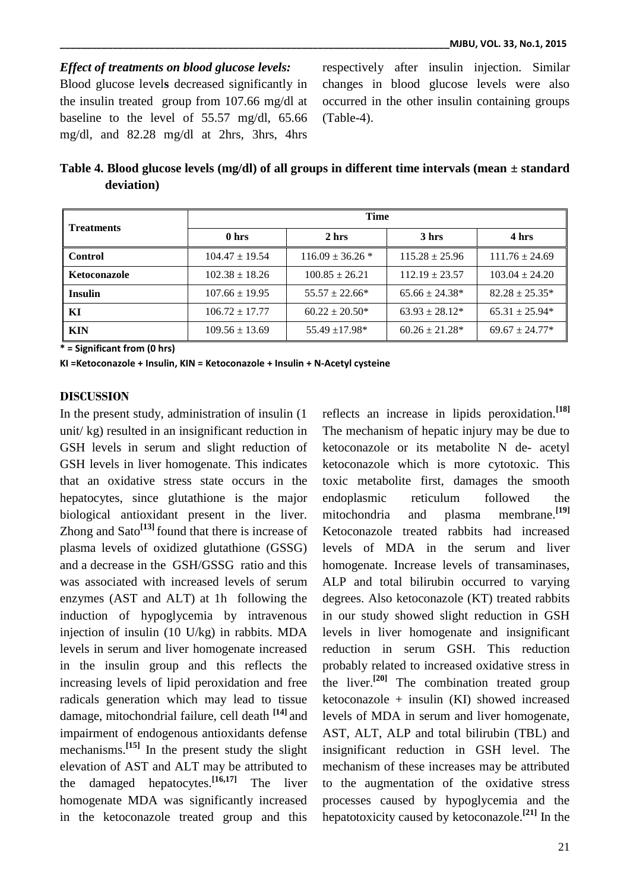*Effect of treatments on blood glucose levels:*

Blood glucose levels decreased significantly in the insulin treated group from 107.66 mg/dl at baseline to the level of 55.57 mg/dl, 65.66 mg/dl, and 82.28 mg/dl at 2hrs, 3hrs, 4hrs respectively after insulin injection. Similar changes in blood glucose levels were also occurred in the other insulin containing groups (Table-4).

**Table 4. Blood glucose levels (mg/dl) of all groups in different time intervals (mean ± standard deviation)**

| Treatments | Time | | | |
|---|---|---|---|---|
| | 0 hrs | 2 hrs | 3 hrs | 4 hrs |
| **Control** | 104.47 ± 19.54 | 116.09 ± 36.26 * | 115.28 ± 25.96 | 111.76 ± 24.69 |
| **Ketoconazole** | 102.38 ± 18.26 | 100.85 ± 26.21 | 112.19 ± 23.57 | 103.04 ± 24.20 |
| **Insulin** | 107.66 ± 19.95 | 55.57 ± 22.66* | 65.66 ± 24.38* | 82.28 ± 25.35* |
| **KI** | 106.72 ± 17.77 | 60.22 ± 20.50* | 63.93 ± 28.12* | 65.31 ± 25.94* |
| **KIN** | 109.56 ± 13.69 | 55.49 ±17.98* | 60.26 ± 21.28* | 69.67 ± 24.77* |

**\* = Significant from (0 hrs)**

**KI =Ketoconazole + Insulin, KIN = Ketoconazole + Insulin + N-Acetyl cysteine**

## DISCUSSION

In the present study, administration of insulin (1 unit/ kg) resulted in an insignificant reduction in GSH levels in serum and slight reduction of GSH levels in liver homogenate. This indicates that an oxidative stress state occurs in the hepatocytes, since glutathione is the major biological antioxidant present in the liver. Zhong and Sato[13] found that there is increase of plasma levels of oxidized glutathione (GSSG) and a decrease in the GSH/GSSG ratio and this was associated with increased levels of serum enzymes (AST and ALT) at 1h following the induction of hypoglycemia by intravenous injection of insulin (10 U/kg) in rabbits. MDA levels in serum and liver homogenate increased in the insulin group and this reflects the increasing levels of lipid peroxidation and free radicals generation which may lead to tissue damage, mitochondrial failure, cell death [14] and impairment of endogenous antioxidants defense mechanisms.[15] In the present study the slight elevation of AST and ALT may be attributed to the damaged hepatocytes.[16,17] The liver homogenate MDA was significantly increased in the ketoconazole treated group and this reflects an increase in lipids peroxidation.[18] The mechanism of hepatic injury may be due to ketoconazole or its metabolite N de- acetyl ketoconazole which is more cytotoxic. This toxic metabolite first, damages the smooth endoplasmic reticulum followed the mitochondria and plasma membrane.[19] Ketoconazole treated rabbits had increased levels of MDA in the serum and liver homogenate. Increase levels of transaminases, ALP and total bilirubin occurred to varying degrees. Also ketoconazole (KT) treated rabbits in our study showed slight reduction in GSH levels in liver homogenate and insignificant reduction in serum GSH. This reduction probably related to increased oxidative stress in the liver.[20] The combination treated group ketoconazole + insulin (KI) showed increased levels of MDA in serum and liver homogenate, AST, ALT, ALP and total bilirubin (TBL) and insignificant reduction in GSH level. The mechanism of these increases may be attributed to the augmentation of the oxidative stress processes caused by hypoglycemia and the hepatotoxicity caused by ketoconazole.[21] In the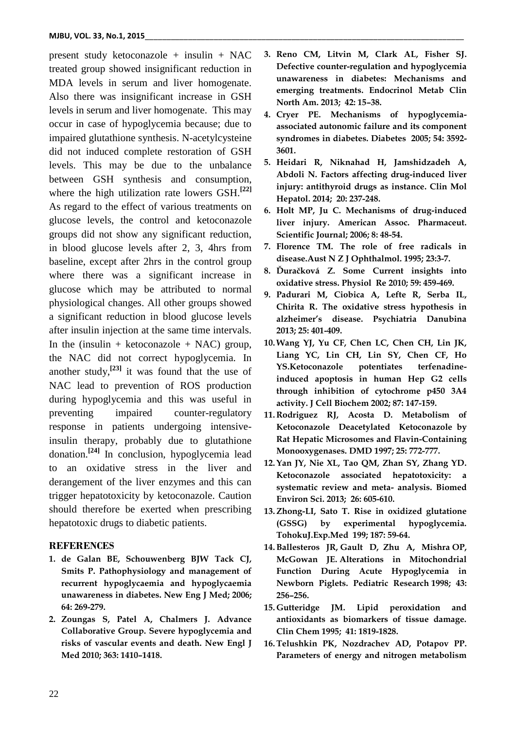present study ketoconazole + insulin + NAC treated group showed insignificant reduction in MDA levels in serum and liver homogenate. Also there was insignificant increase in GSH levels in serum and liver homogenate. This may occur in case of hypoglycemia because; due to impaired glutathione synthesis. N-acetylcysteine did not induced complete restoration of GSH levels. This may be due to the unbalance between GSH synthesis and consumption, where the high utilization rate lowers GSH.[22] As regard to the effect of various treatments on glucose levels, the control and ketoconazole groups did not show any significant reduction, in blood glucose levels after 2, 3, 4hrs from baseline, except after 2hrs in the control group where there was a significant increase in glucose which may be attributed to normal physiological changes. All other groups showed a significant reduction in blood glucose levels after insulin injection at the same time intervals. In the (insulin + ketoconazole + NAC) group, the NAC did not correct hypoglycemia. In another study,[23] it was found that the use of NAC lead to prevention of ROS production during hypoglycemia and this was useful in preventing impaired counter-regulatory response in patients undergoing intensive-insulin therapy, probably due to glutathione donation.[24] In conclusion, hypoglycemia lead to an oxidative stress in the liver and derangement of the liver enzymes and this can trigger hepatotoxicity by ketoconazole. Caution should therefore be exerted when prescribing hepatotoxic drugs to diabetic patients.

## REFERENCES

1. **de Galan BE, Schouwenberg BJW Tack CJ, Smits P. Pathophysiology and management of recurrent hypoglycaemia and hypoglycaemia unawareness in diabetes. New Eng J Med; 2006; 64: 269-279.**
2. **Zoungas S, Patel A, Chalmers J. Advance Collaborative Group. Severe hypoglycemia and risks of vascular events and death. New Engl J Med 2010; 363: 1410–1418.**
3. **Reno CM, Litvin M, Clark AL, Fisher SJ. Defective counter-regulation and hypoglycemia unawareness in diabetes: Mechanisms and emerging treatments. Endocrinol Metab Clin North Am. 2013; 42: 15–38.**
4. **Cryer PE. Mechanisms of hypoglycemia-associated autonomic failure and its component syndromes in diabetes. Diabetes 2005; 54: 3592-3601.**
5. **Heidari R, Niknahad H, Jamshidzadeh A, Abdoli N. Factors affecting drug-induced liver injury: antithyroid drugs as instance. Clin Mol Hepatol. 2014; 20: 237-248.**
6. **Holt MP, Ju C. Mechanisms of drug-induced liver injury. American Assoc. Pharmaceut. Scientific Journal; 2006; 8: 48-54.**
7. **Florence TM. The role of free radicals in disease.Aust N Z J Ophthalmol. 1995; 23:3-7.**
8. **Ďuračková Z. Some Current insights into oxidative stress. Physiol Re 2010; 59: 459-469.**
9. **Padurari M, Ciobica A, Lefte R, Serba IL, Chirita R. The oxidative stress hypothesis in alzheimer's disease. Psychiatria Danubina 2013; 25: 401-409.**
10. **Wang YJ, Yu CF, Chen LC, Chen CH, Lin JK, Liang YC, Lin CH, Lin SY, Chen CF, Ho YS.Ketoconazole potentiates terfenadine-induced apoptosis in human Hep G2 cells through inhibition of cytochrome p450 3A4 activity. J Cell Biochem 2002; 87: 147-159.**
11. **Rodriguez RJ, Acosta D. Metabolism of Ketoconazole Deacetylated Ketoconazole by Rat Hepatic Microsomes and Flavin-Containing Monooxygenases. DMD 1997; 25: 772-777.**
12. **Yan JY, Nie XL, Tao QM, Zhan SY, Zhang YD. Ketoconazole associated hepatotoxicity: a systematic review and meta- analysis. Biomed Environ Sci. 2013; 26: 605-610.**
13. **Zhong-LI, Sato T. Rise in oxidized glutatione (GSSG) by experimental hypoglycemia. TohokuJ.Exp.Med 199; 187: 59-64.**
14. **Ballesteros JR, Gault D, Zhu A, Mishra OP, McGowan JE. Alterations in Mitochondrial Function During Acute Hypoglycemia in Newborn Piglets. Pediatric Research 1998; 43: 256–256.**
15. **Gutteridge JM. Lipid peroxidation and antioxidants as biomarkers of tissue damage. Clin Chem 1995; 41: 1819-1828.**
16. **Telushkin PK, Nozdrachev AD, Potapov PP. Parameters of energy and nitrogen metabolism**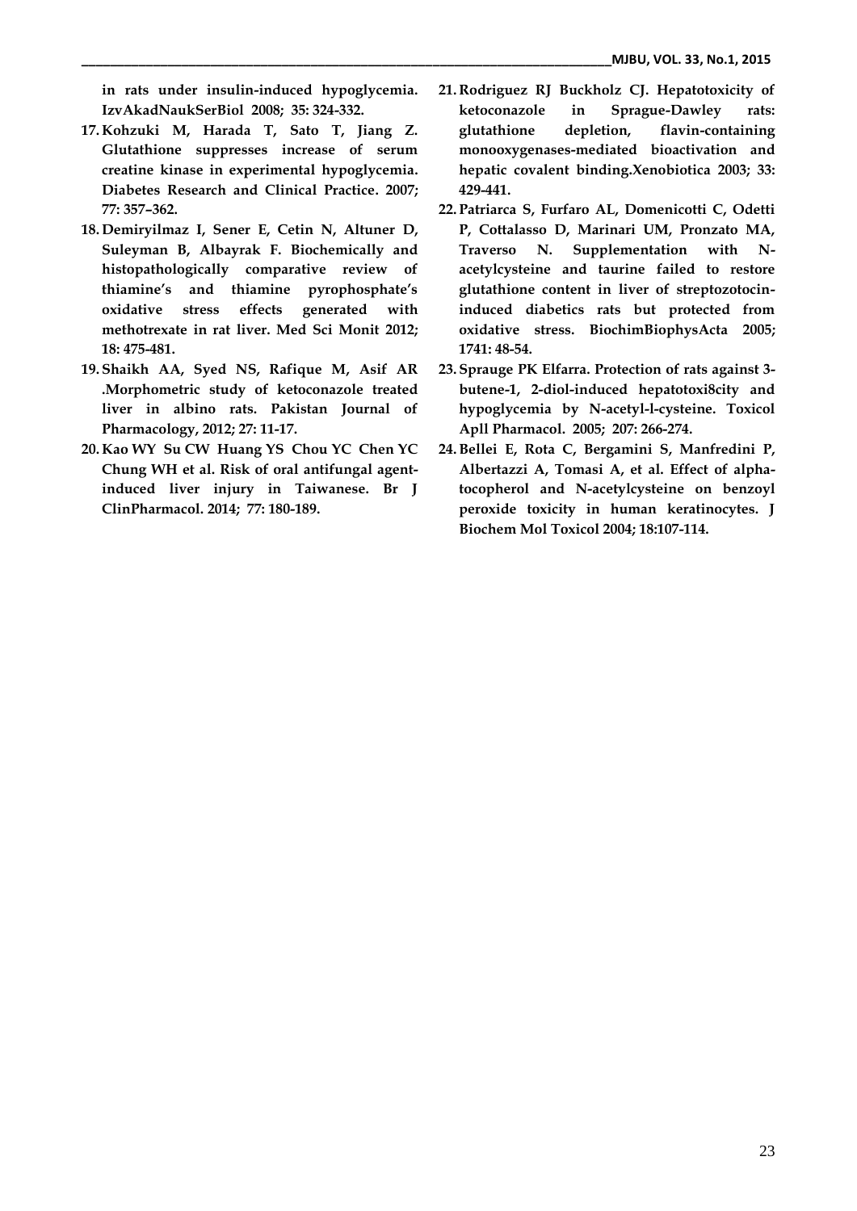in rats under insulin-induced hypoglycemia. IzvAkadNaukSerBiol 2008; 35: 324-332.

17. Kohzuki M, Harada T, Sato T, Jiang Z. Glutathione suppresses increase of serum creatine kinase in experimental hypoglycemia. Diabetes Research and Clinical Practice. 2007; 77: 357–362.

18. Demiryilmaz I, Sener E, Cetin N, Altuner D, Suleyman B, Albayrak F. Biochemically and histopathologically comparative review of thiamine's and thiamine pyrophosphate's oxidative stress effects generated with methotrexate in rat liver. Med Sci Monit 2012; 18: 475-481.

19. Shaikh AA, Syed NS, Rafique M, Asif AR .Morphometric study of ketoconazole treated liver in albino rats. Pakistan Journal of Pharmacology, 2012; 27: 11-17.

20. Kao WY Su CW Huang YS Chou YC Chen YC Chung WH et al. Risk of oral antifungal agent-induced liver injury in Taiwanese. Br J ClinPharmacol. 2014; 77: 180-189.

21. Rodriguez RJ Buckholz CJ. Hepatotoxicity of ketoconazole in Sprague-Dawley rats: glutathione depletion, flavin-containing monooxygenases-mediated bioactivation and hepatic covalent binding.Xenobiotica 2003; 33: 429-441.

22. Patriarca S, Furfaro AL, Domenicotti C, Odetti P, Cottalasso D, Marinari UM, Pronzato MA, Traverso N. Supplementation with N-acetylcysteine and taurine failed to restore glutathione content in liver of streptozotocin-induced diabetics rats but protected from oxidative stress. BiochimBiophysActa 2005; 1741: 48-54.

23. Sprauge PK Elfarra. Protection of rats against 3-butene-1, 2-diol-induced hepatotoxi8city and hypoglycemia by N-acetyl-l-cysteine. Toxicol Apll Pharmacol. 2005; 207: 266-274.

24. Bellei E, Rota C, Bergamini S, Manfredini P, Albertazzi A, Tomasi A, et al. Effect of alpha-tocopherol and N-acetylcysteine on benzoyl peroxide toxicity in human keratinocytes. J Biochem Mol Toxicol 2004; 18:107-114.